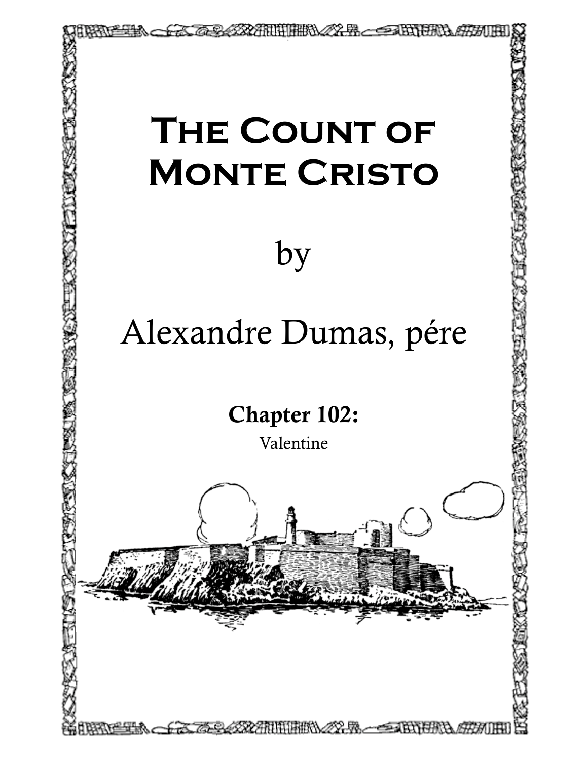# The Count of Monte Cristo

by

Alexandre Dumas, pére

## Chapter 102:

Valentine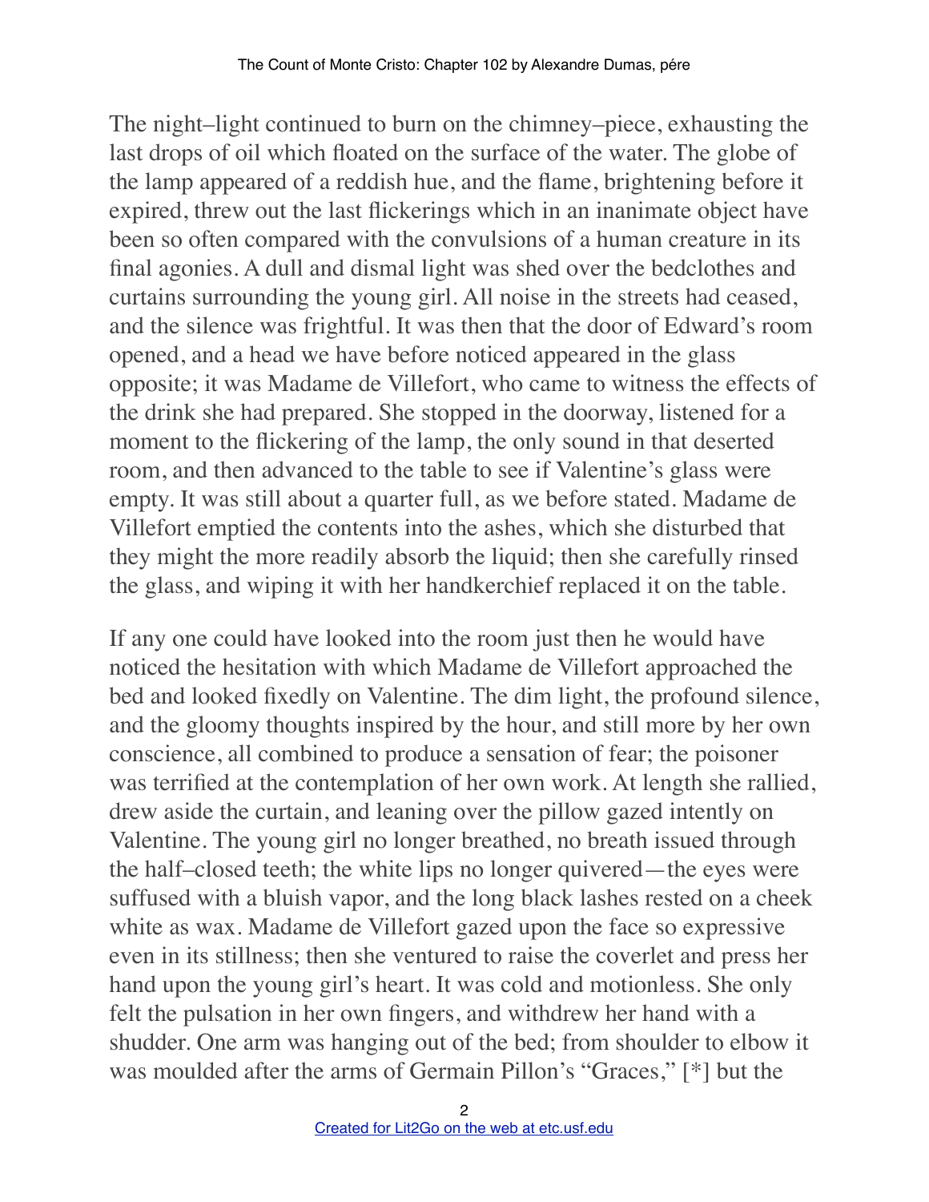The night–light continued to burn on the chimney–piece, exhausting the last drops of oil which floated on the surface of the water. The globe of the lamp appeared of a reddish hue, and the flame, brightening before it expired, threw out the last flickerings which in an inanimate object have been so often compared with the convulsions of a human creature in its final agonies. A dull and dismal light was shed over the bedclothes and curtains surrounding the young girl. All noise in the streets had ceased, and the silence was frightful. It was then that the door of Edward's room opened, and a head we have before noticed appeared in the glass opposite; it was Madame de Villefort, who came to witness the effects of the drink she had prepared. She stopped in the doorway, listened for a moment to the flickering of the lamp, the only sound in that deserted room, and then advanced to the table to see if Valentine's glass were empty. It was still about a quarter full, as we before stated. Madame de Villefort emptied the contents into the ashes, which she disturbed that they might the more readily absorb the liquid; then she carefully rinsed the glass, and wiping it with her handkerchief replaced it on the table.

If any one could have looked into the room just then he would have noticed the hesitation with which Madame de Villefort approached the bed and looked fixedly on Valentine. The dim light, the profound silence, and the gloomy thoughts inspired by the hour, and still more by her own conscience, all combined to produce a sensation of fear; the poisoner was terrified at the contemplation of her own work. At length she rallied, drew aside the curtain, and leaning over the pillow gazed intently on Valentine. The young girl no longer breathed, no breath issued through the half–closed teeth; the white lips no longer quivered—the eyes were suffused with a bluish vapor, and the long black lashes rested on a cheek white as wax. Madame de Villefort gazed upon the face so expressive even in its stillness; then she ventured to raise the coverlet and press her hand upon the young girl's heart. It was cold and motionless. She only felt the pulsation in her own fingers, and withdrew her hand with a shudder. One arm was hanging out of the bed; from shoulder to elbow it was moulded after the arms of Germain Pillon's "Graces," [*] but the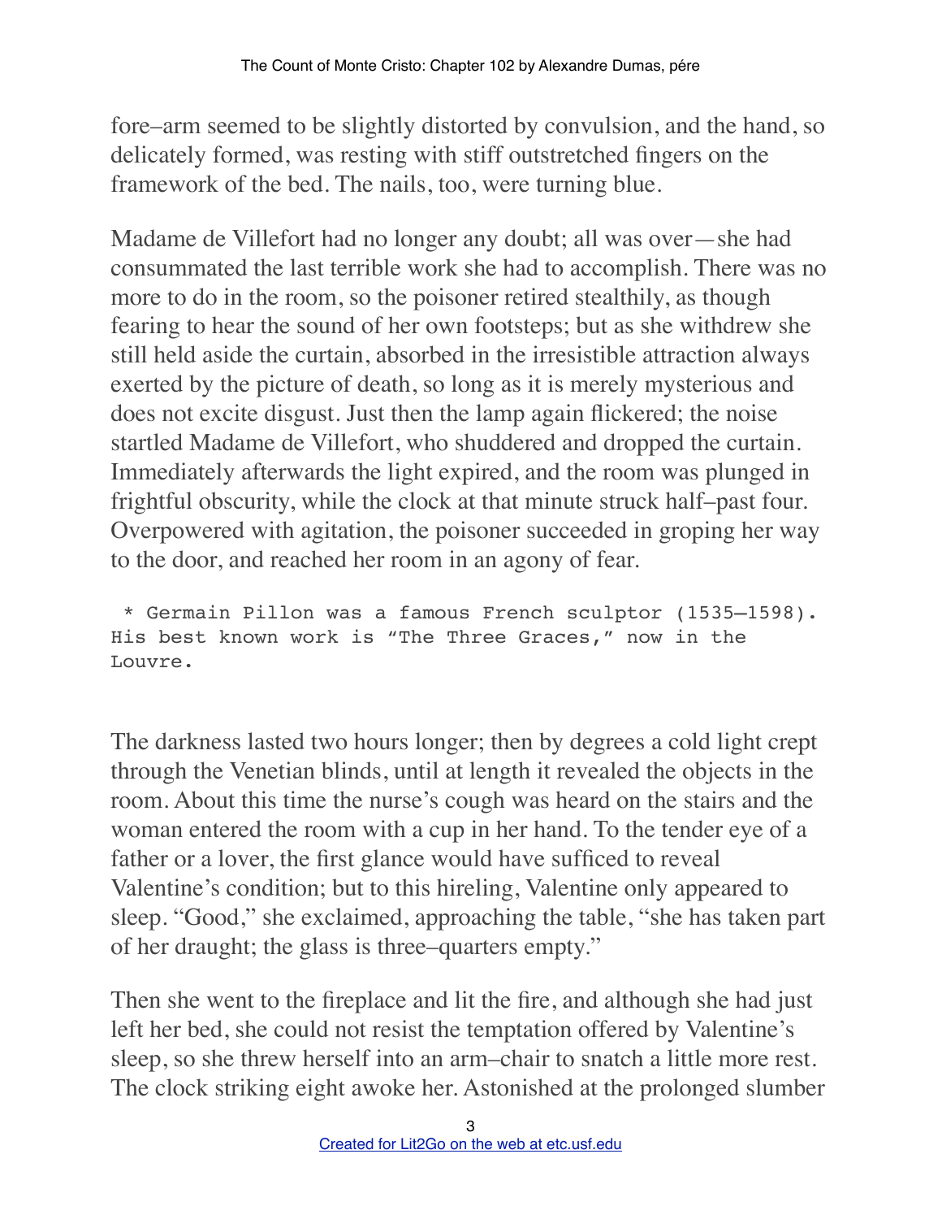fore–arm seemed to be slightly distorted by convulsion, and the hand, so delicately formed, was resting with stiff outstretched fingers on the framework of the bed. The nails, too, were turning blue.

Madame de Villefort had no longer any doubt; all was over—she had consummated the last terrible work she had to accomplish. There was no more to do in the room, so the poisoner retired stealthily, as though fearing to hear the sound of her own footsteps; but as she withdrew she still held aside the curtain, absorbed in the irresistible attraction always exerted by the picture of death, so long as it is merely mysterious and does not excite disgust. Just then the lamp again flickered; the noise startled Madame de Villefort, who shuddered and dropped the curtain. Immediately afterwards the light expired, and the room was plunged in frightful obscurity, while the clock at that minute struck half–past four. Overpowered with agitation, the poisoner succeeded in groping her way to the door, and reached her room in an agony of fear.

```
 * Germain Pillon was a famous French sculptor (1535–1598).
His best known work is "The Three Graces," now in the
Louvre.
```

The darkness lasted two hours longer; then by degrees a cold light crept through the Venetian blinds, until at length it revealed the objects in the room. About this time the nurse's cough was heard on the stairs and the woman entered the room with a cup in her hand. To the tender eye of a father or a lover, the first glance would have sufficed to reveal Valentine's condition; but to this hireling, Valentine only appeared to sleep. "Good," she exclaimed, approaching the table, "she has taken part of her draught; the glass is three–quarters empty."

Then she went to the fireplace and lit the fire, and although she had just left her bed, she could not resist the temptation offered by Valentine's sleep, so she threw herself into an arm–chair to snatch a little more rest. The clock striking eight awoke her. Astonished at the prolonged slumber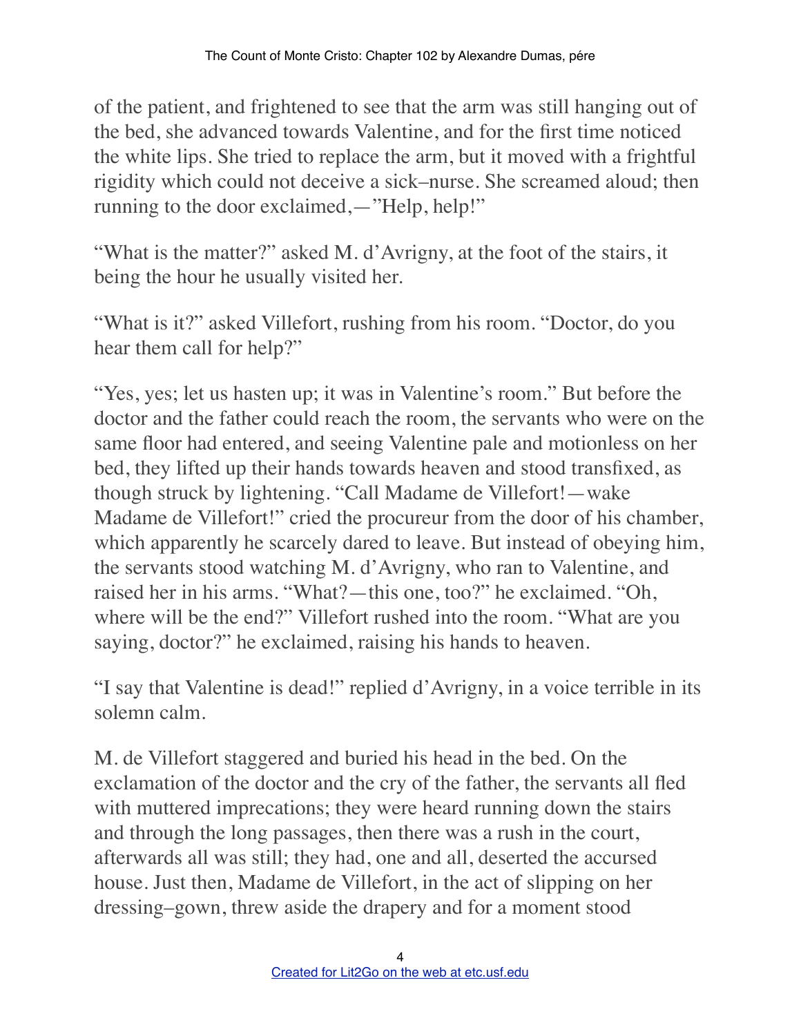of the patient, and frightened to see that the arm was still hanging out of the bed, she advanced towards Valentine, and for the first time noticed the white lips. She tried to replace the arm, but it moved with a frightful rigidity which could not deceive a sick–nurse. She screamed aloud; then running to the door exclaimed,—"Help, help!"

"What is the matter?" asked M. d'Avrigny, at the foot of the stairs, it being the hour he usually visited her.

"What is it?" asked Villefort, rushing from his room. "Doctor, do you hear them call for help?"

"Yes, yes; let us hasten up; it was in Valentine's room." But before the doctor and the father could reach the room, the servants who were on the same floor had entered, and seeing Valentine pale and motionless on her bed, they lifted up their hands towards heaven and stood transfixed, as though struck by lightening. "Call Madame de Villefort!—wake Madame de Villefort!" cried the procureur from the door of his chamber, which apparently he scarcely dared to leave. But instead of obeying him, the servants stood watching M. d'Avrigny, who ran to Valentine, and raised her in his arms. "What?—this one, too?" he exclaimed. "Oh, where will be the end?" Villefort rushed into the room. "What are you saying, doctor?" he exclaimed, raising his hands to heaven.

"I say that Valentine is dead!" replied d'Avrigny, in a voice terrible in its solemn calm.

M. de Villefort staggered and buried his head in the bed. On the exclamation of the doctor and the cry of the father, the servants all fled with muttered imprecations; they were heard running down the stairs and through the long passages, then there was a rush in the court, afterwards all was still; they had, one and all, deserted the accursed house. Just then, Madame de Villefort, in the act of slipping on her dressing–gown, threw aside the drapery and for a moment stood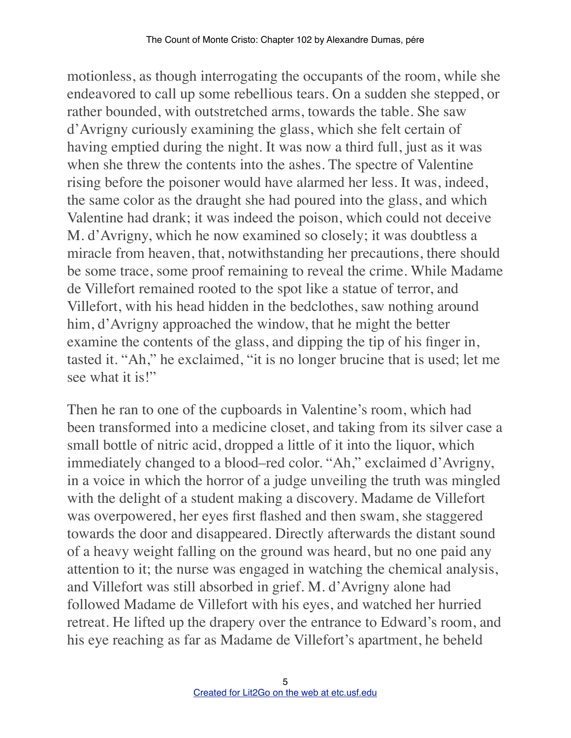motionless, as though interrogating the occupants of the room, while she endeavored to call up some rebellious tears. On a sudden she stepped, or rather bounded, with outstretched arms, towards the table. She saw d'Avrigny curiously examining the glass, which she felt certain of having emptied during the night. It was now a third full, just as it was when she threw the contents into the ashes. The spectre of Valentine rising before the poisoner would have alarmed her less. It was, indeed, the same color as the draught she had poured into the glass, and which Valentine had drank; it was indeed the poison, which could not deceive M. d'Avrigny, which he now examined so closely; it was doubtless a miracle from heaven, that, notwithstanding her precautions, there should be some trace, some proof remaining to reveal the crime. While Madame de Villefort remained rooted to the spot like a statue of terror, and Villefort, with his head hidden in the bedclothes, saw nothing around him, d'Avrigny approached the window, that he might the better examine the contents of the glass, and dipping the tip of his finger in, tasted it. "Ah," he exclaimed, "it is no longer brucine that is used; let me see what it is!"

Then he ran to one of the cupboards in Valentine's room, which had been transformed into a medicine closet, and taking from its silver case a small bottle of nitric acid, dropped a little of it into the liquor, which immediately changed to a blood–red color. "Ah," exclaimed d'Avrigny, in a voice in which the horror of a judge unveiling the truth was mingled with the delight of a student making a discovery. Madame de Villefort was overpowered, her eyes first flashed and then swam, she staggered towards the door and disappeared. Directly afterwards the distant sound of a heavy weight falling on the ground was heard, but no one paid any attention to it; the nurse was engaged in watching the chemical analysis, and Villefort was still absorbed in grief. M. d'Avrigny alone had followed Madame de Villefort with his eyes, and watched her hurried retreat. He lifted up the drapery over the entrance to Edward's room, and his eye reaching as far as Madame de Villefort's apartment, he beheld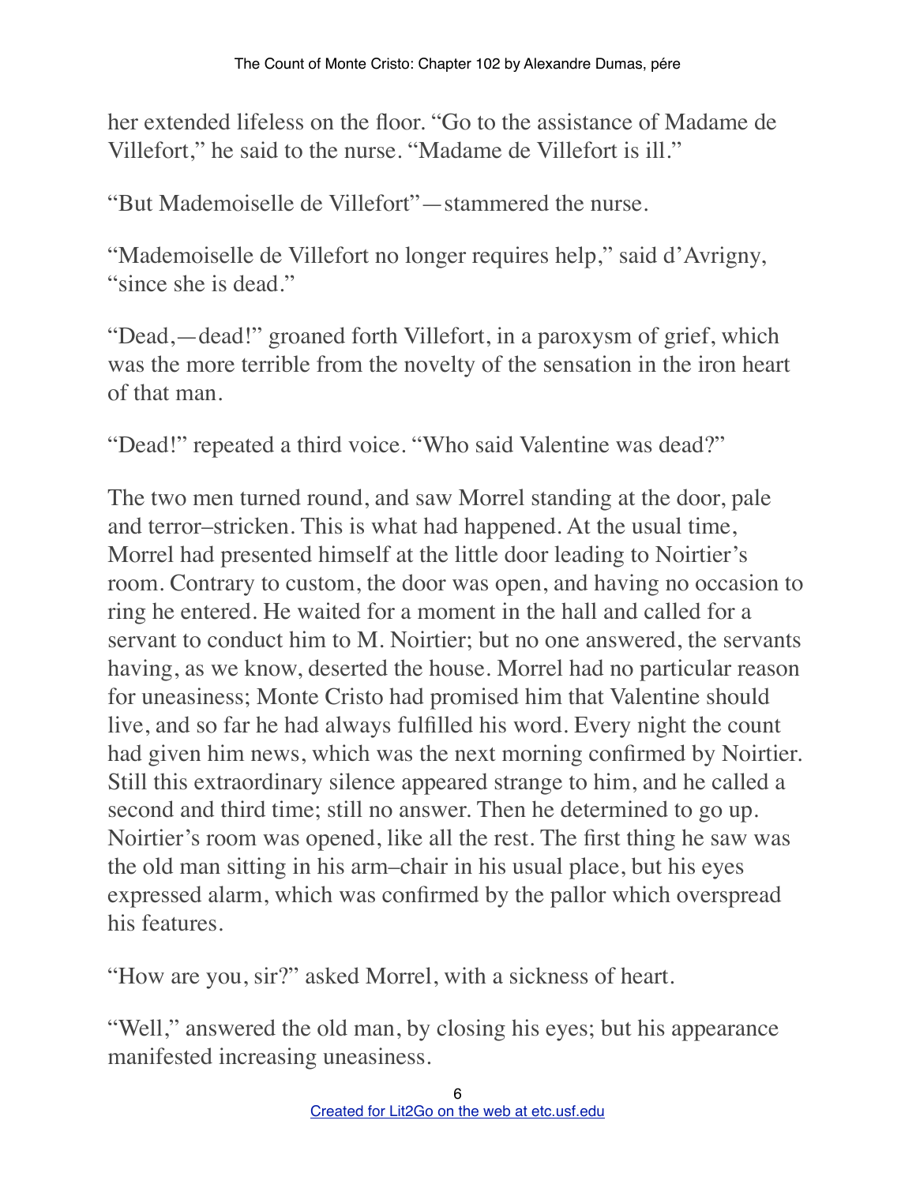her extended lifeless on the floor. "Go to the assistance of Madame de Villefort," he said to the nurse. "Madame de Villefort is ill."

"But Mademoiselle de Villefort"—stammered the nurse.

"Mademoiselle de Villefort no longer requires help," said d'Avrigny, "since she is dead."

"Dead,—dead!" groaned forth Villefort, in a paroxysm of grief, which was the more terrible from the novelty of the sensation in the iron heart of that man.

"Dead!" repeated a third voice. "Who said Valentine was dead?"

The two men turned round, and saw Morrel standing at the door, pale and terror–stricken. This is what had happened. At the usual time, Morrel had presented himself at the little door leading to Noirtier's room. Contrary to custom, the door was open, and having no occasion to ring he entered. He waited for a moment in the hall and called for a servant to conduct him to M. Noirtier; but no one answered, the servants having, as we know, deserted the house. Morrel had no particular reason for uneasiness; Monte Cristo had promised him that Valentine should live, and so far he had always fulfilled his word. Every night the count had given him news, which was the next morning confirmed by Noirtier. Still this extraordinary silence appeared strange to him, and he called a second and third time; still no answer. Then he determined to go up. Noirtier's room was opened, like all the rest. The first thing he saw was the old man sitting in his arm–chair in his usual place, but his eyes expressed alarm, which was confirmed by the pallor which overspread his features.

"How are you, sir?" asked Morrel, with a sickness of heart.

"Well," answered the old man, by closing his eyes; but his appearance manifested increasing uneasiness.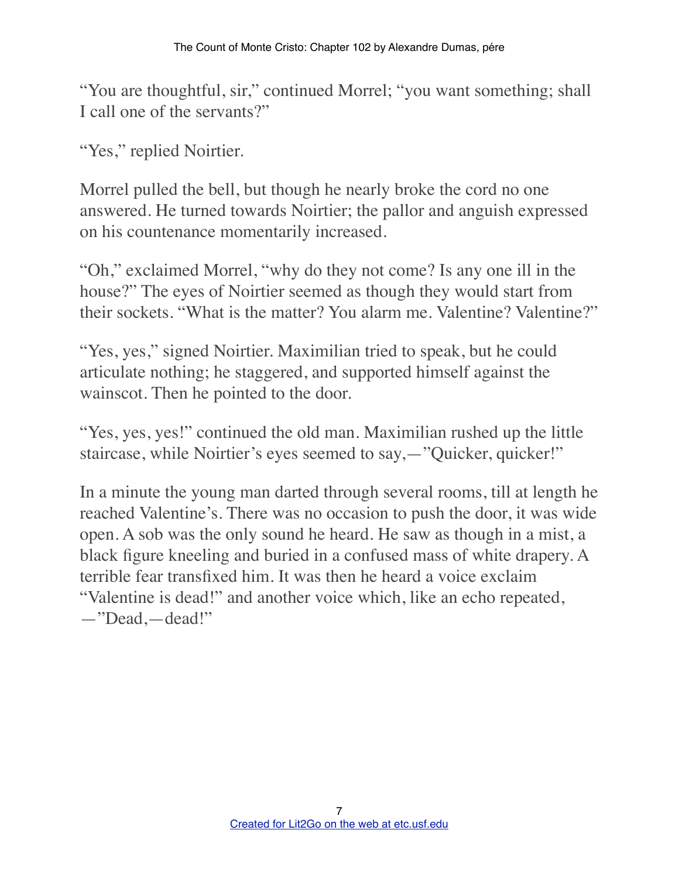"You are thoughtful, sir," continued Morrel; "you want something; shall I call one of the servants?"

"Yes," replied Noirtier.

Morrel pulled the bell, but though he nearly broke the cord no one answered. He turned towards Noirtier; the pallor and anguish expressed on his countenance momentarily increased.

"Oh," exclaimed Morrel, "why do they not come? Is any one ill in the house?" The eyes of Noirtier seemed as though they would start from their sockets. "What is the matter? You alarm me. Valentine? Valentine?"

"Yes, yes," signed Noirtier. Maximilian tried to speak, but he could articulate nothing; he staggered, and supported himself against the wainscot. Then he pointed to the door.

"Yes, yes, yes!" continued the old man. Maximilian rushed up the little staircase, while Noirtier's eyes seemed to say,—"Quicker, quicker!"

In a minute the young man darted through several rooms, till at length he reached Valentine's. There was no occasion to push the door, it was wide open. A sob was the only sound he heard. He saw as though in a mist, a black figure kneeling and buried in a confused mass of white drapery. A terrible fear transfixed him. It was then he heard a voice exclaim "Valentine is dead!" and another voice which, like an echo repeated, —"Dead,—dead!"